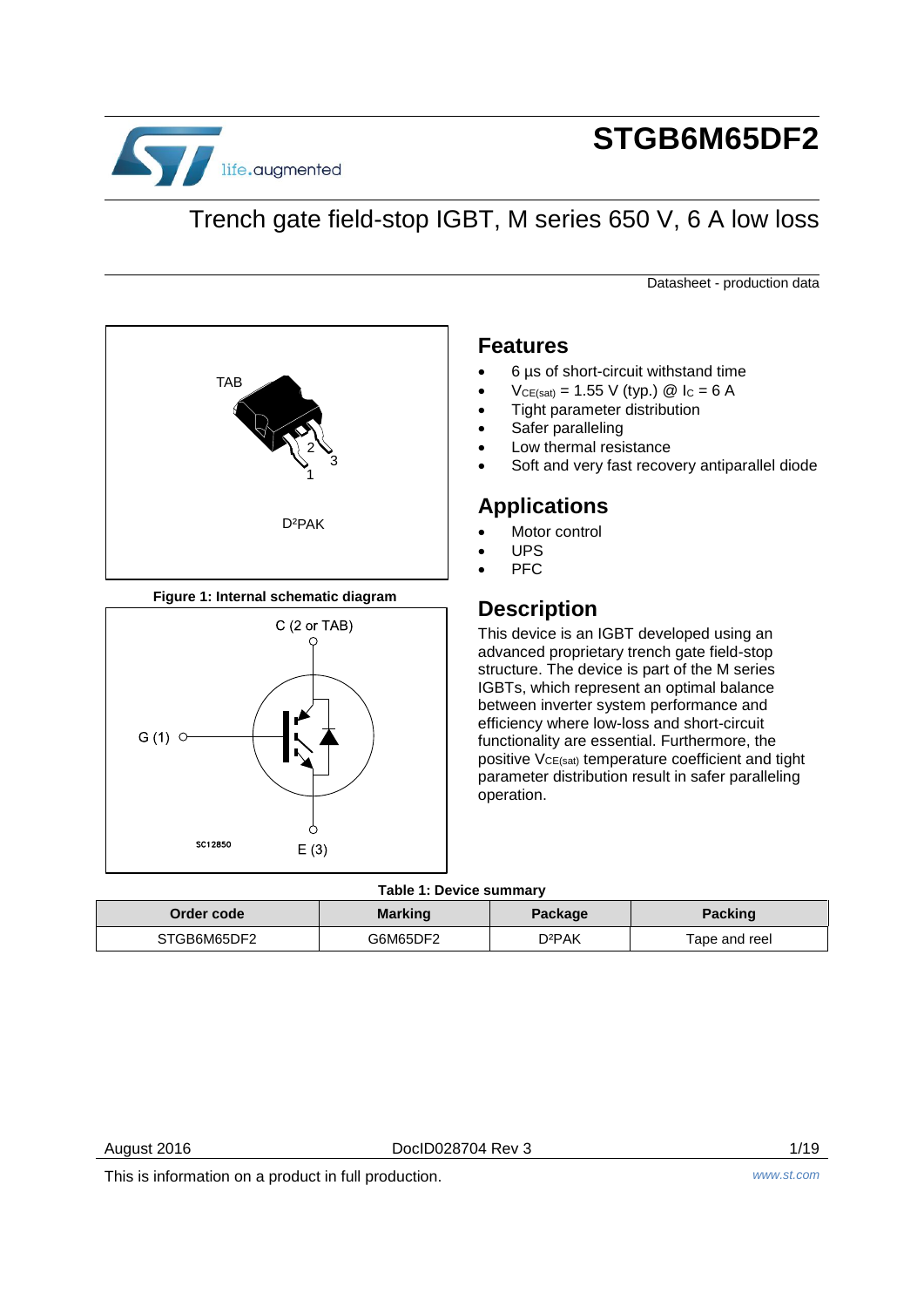# STGB6M65DF2

## Trench gate field-stop IGBT, M series 650 V, 6 A low loss

Datasheet - production data

TAB

D²PAK

Figure 1: Internal schematic diagram

## Features

- 6 µs of short-circuit withstand time
- $V_{CE(sat)}$ = 1.55 V (typ.) @ $I_C$ = 6 A
- Tight parameter distribution
- Safer paralleling
- Low thermal resistance
- Soft and very fast recovery antiparallel diode

## Applications

- Motor control
- UPS
- PFC

## Description

This device is an IGBT developed using an advanced proprietary trench gate field-stop structure. The device is part of the M series IGBTs, which represent an optimal balance between inverter system performance and efficiency where low-loss and short-circuit functionality are essential. Furthermore, the positive $V_{CE(sat)}$ temperature coefficient and tight parameter distribution result in safer paralleling operation.

Table 1: Device summary

| Order code | Marking | Package | Packing |
|---|---|---|---|
| STGB6M65DF2 | G6M65DF2 | D²PAK | Tape and reel |

August 2016 DocID028704 Rev 3

This is information on a product in full production. www.st.com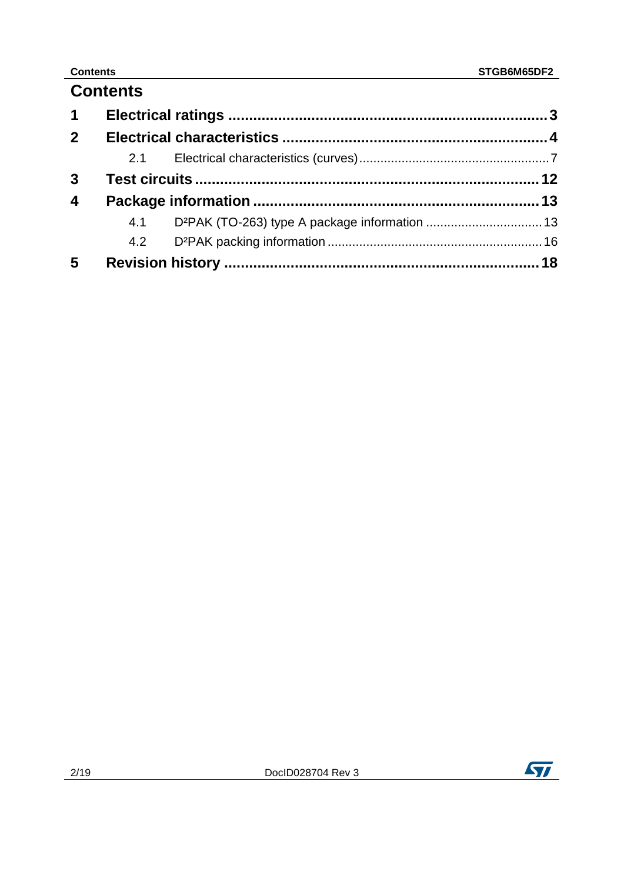# Contents

1 **Electrical ratings** .......... 3

2 **Electrical characteristics** .......... 4

- 2.1 Electrical characteristics (curves) .......... 7

3 **Test circuits** .......... 12

4 **Package information** .......... 13

- 4.1 D²PAK (TO-263) type A package information .......... 13
- 4.2 D²PAK packing information .......... 16

5 **Revision history** .......... 18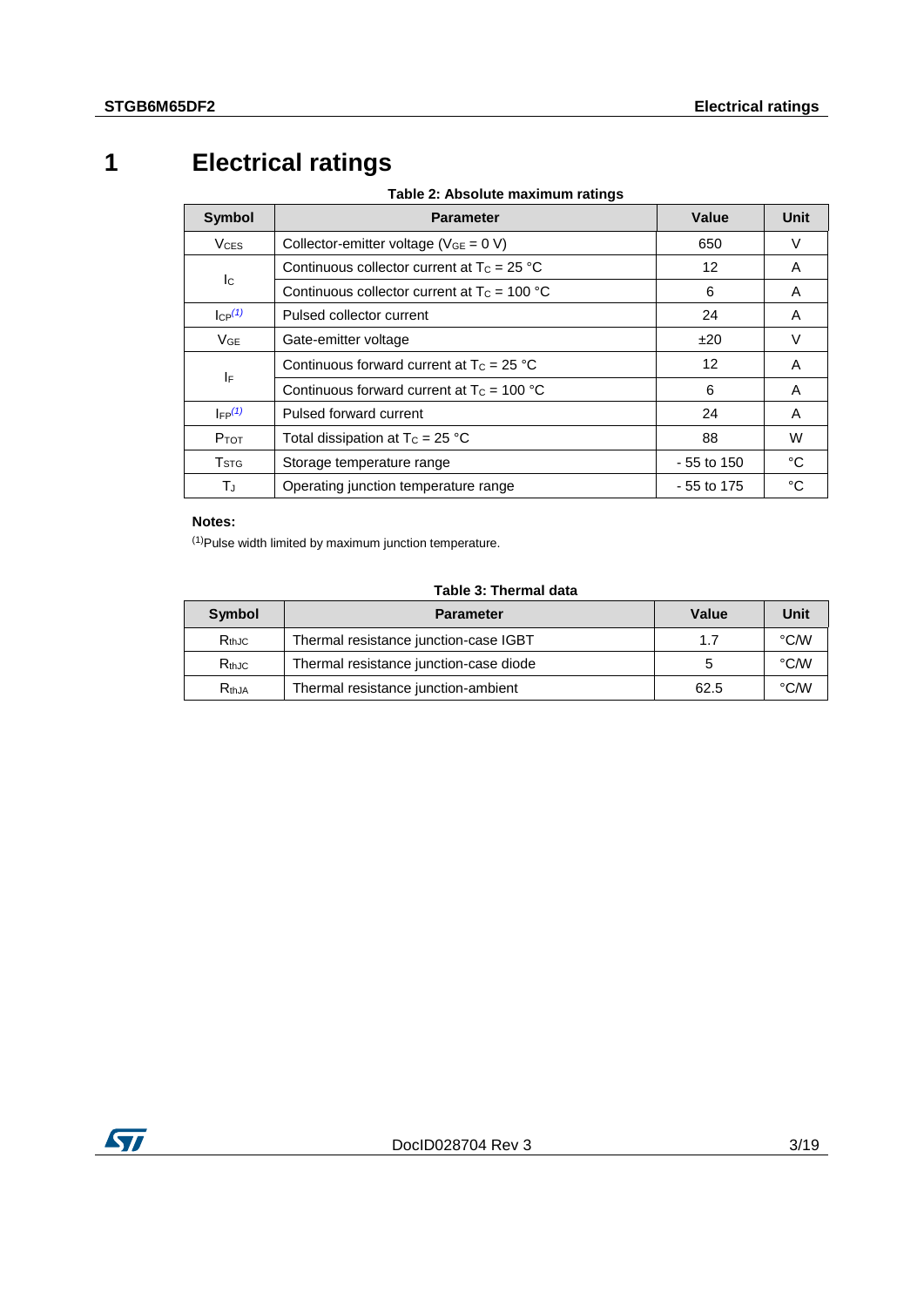# 1 Electrical ratings

**Table 2: Absolute maximum ratings**

| Symbol | Parameter | Value | Unit |
|---|---|---|---|
| $V_{CES}$ | Collector-emitter voltage ($V_{GE}$ = 0 V) | 650 | V |
| $I_C$ | Continuous collector current at $T_C$ = 25 °C | 12 | A |
| | Continuous collector current at $T_C$ = 100 °C | 6 | A |
| $I_{CP}$ [(1)] | Pulsed collector current | 24 | A |
| $V_{GE}$ | Gate-emitter voltage | ±20 | V |
| $I_F$ | Continuous forward current at $T_C$ = 25 °C | 12 | A |
| | Continuous forward current at $T_C$ = 100 °C | 6 | A |
| $I_{FP}$ [(1)] | Pulsed forward current | 24 | A |
| $P_{TOT}$ | Total dissipation at $T_C$ = 25 °C | 88 | W |
| $T_{STG}$ | Storage temperature range | - 55 to 150 | °C |
| $T_J$ | Operating junction temperature range | - 55 to 175 | °C |

**Notes:**

[(1)]Pulse width limited by maximum junction temperature.

**Table 3: Thermal data**

| Symbol | Parameter | Value | Unit |
|---|---|---|---|
| $R_{thJC}$ | Thermal resistance junction-case IGBT | 1.7 | °C/W |
| $R_{thJC}$ | Thermal resistance junction-case diode | 5 | °C/W |
| $R_{thJA}$ | Thermal resistance junction-ambient | 62.5 | °C/W |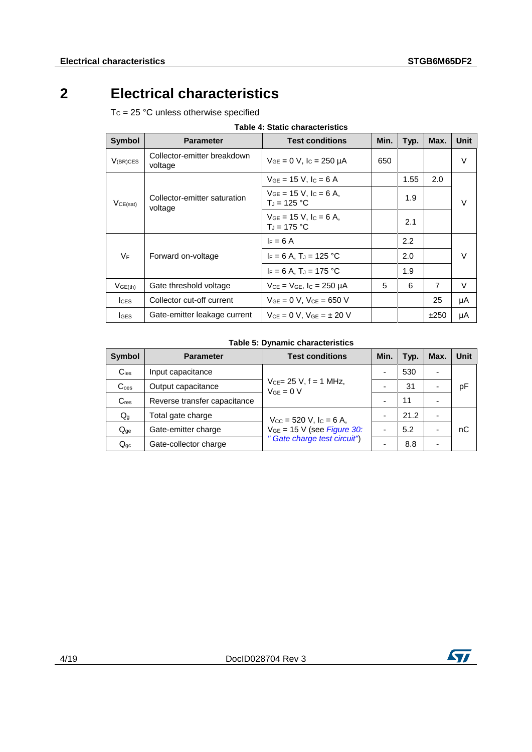# 2 Electrical characteristics

$T_C$ = 25 °C unless otherwise specified

**Table 4: Static characteristics**

| Symbol | Parameter | Test conditions | Min. | Typ. | Max. | Unit |
|---|---|---|---|---|---|---|
| $V_{(BR)CES}$ | Collector-emitter breakdown voltage | $V_{GE}$ = 0 V, $I_C$ = 250 µA | 650 | | | V |
| $V_{CE(sat)}$ | Collector-emitter saturation voltage | $V_{GE}$ = 15 V, $I_C$ = 6 A | | 1.55 | 2.0 | V |
| | | $V_{GE}$ = 15 V, $I_C$ = 6 A, $T_J$ = 125 °C | | 1.9 | | |
| | | $V_{GE}$ = 15 V, $I_C$ = 6 A, $T_J$ = 175 °C | | 2.1 | | |
| $V_F$ | Forward on-voltage | $I_F$ = 6 A | | 2.2 | | V |
| | | $I_F$ = 6 A, $T_J$ = 125 °C | | 2.0 | | |
| | | $I_F$ = 6 A, $T_J$ = 175 °C | | 1.9 | | |
| $V_{GE(th)}$ | Gate threshold voltage | $V_{CE}$ = $V_{GE}$, $I_C$ = 250 µA | 5 | 6 | 7 | V |
| $I_{CES}$ | Collector cut-off current | $V_{GE}$ = 0 V, $V_{CE}$ = 650 V | | | 25 | µA |
| $I_{GES}$ | Gate-emitter leakage current | $V_{CE}$ = 0 V, $V_{GE}$ = ± 20 V | | | ±250 | µA |

**Table 5: Dynamic characteristics**

| Symbol | Parameter | Test conditions | Min. | Typ. | Max. | Unit |
|---|---|---|---|---|---|---|
| $C_{ies}$ | Input capacitance | $V_{CE}$= 25 V, f = 1 MHz, $V_{GE}$ = 0 V | - | 530 | - | pF |
| $C_{oes}$ | Output capacitance | | - | 31 | - | |
| $C_{res}$ | Reverse transfer capacitance | | - | 11 | - | |
| $Q_g$ | Total gate charge | $V_{CC}$ = 520 V, $I_C$ = 6 A, $V_{GE}$ = 15 V (see *Figure 30: " Gate charge test circuit"*) | - | 21.2 | - | nC |
| $Q_{ge}$ | Gate-emitter charge | | - | 5.2 | - | |
| $Q_{gc}$ | Gate-collector charge | | - | 8.8 | - | |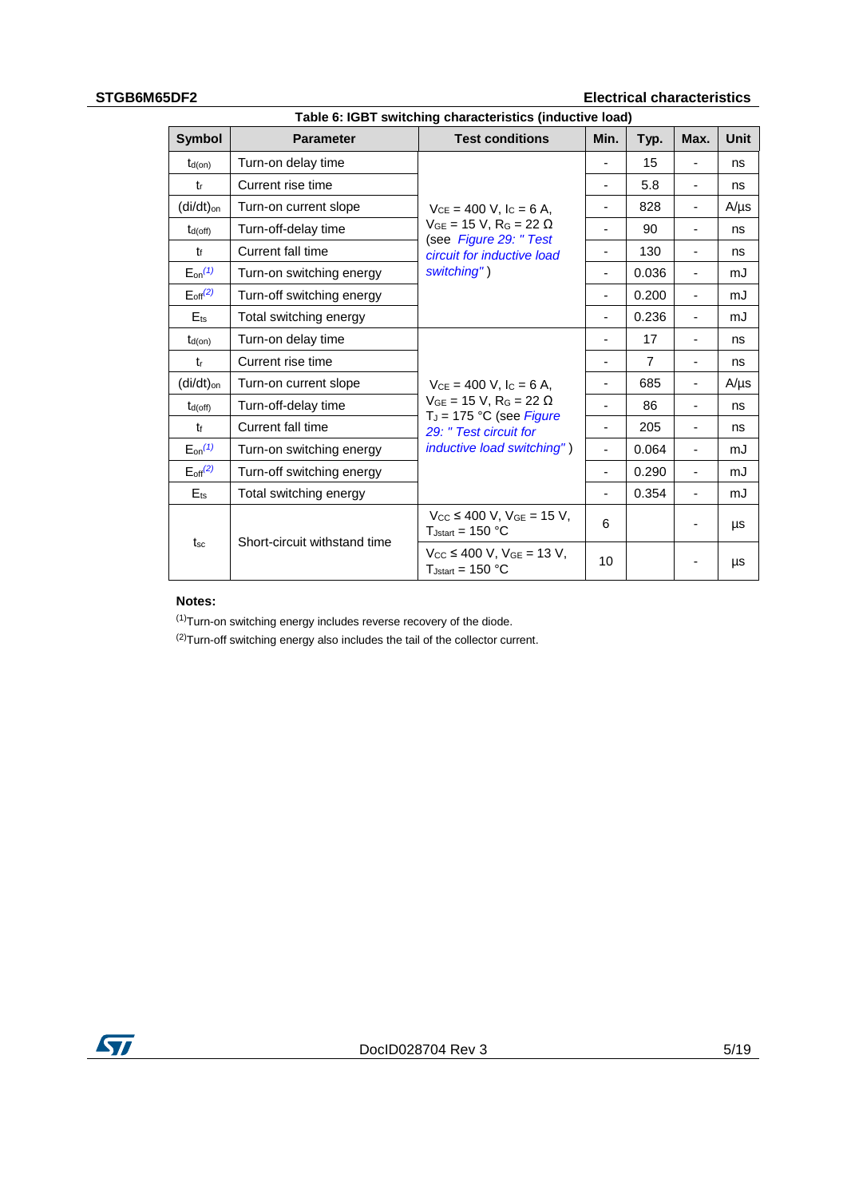**Table 6: IGBT switching characteristics (inductive load)**

| Symbol | Parameter | Test conditions | Min. | Typ. | Max. | Unit |
|---|---|---|---|---|---|---|
| $t_{d(on)}$ | Turn-on delay time | $V_{CE}$ = 400 V, $I_C$ = 6 A, $V_{GE}$ = 15 V, $R_G$ = 22 Ω (see *Figure 29: " Test circuit for inductive load switching"* ) | - | 15 | - | ns |
| $t_r$ | Current rise time | | - | 5.8 | - | ns |
| $(di/dt)_{on}$ | Turn-on current slope | | - | 828 | - | A/µs |
| $t_{d(off)}$ | Turn-off-delay time | | - | 90 | - | ns |
| $t_f$ | Current fall time | | - | 130 | - | ns |
| $E_{on}$(1) | Turn-on switching energy | | - | 0.036 | - | mJ |
| $E_{off}$(2) | Turn-off switching energy | | - | 0.200 | - | mJ |
| $E_{ts}$ | Total switching energy | | - | 0.236 | - | mJ |
| $t_{d(on)}$ | Turn-on delay time | $V_{CE}$ = 400 V, $I_C$ = 6 A, $V_{GE}$ = 15 V, $R_G$ = 22 Ω $T_J$ = 175 °C (see *Figure 29: " Test circuit for inductive load switching"* ) | - | 17 | - | ns |
| $t_r$ | Current rise time | | - | 7 | - | ns |
| $(di/dt)_{on}$ | Turn-on current slope | | - | 685 | - | A/µs |
| $t_{d(off)}$ | Turn-off-delay time | | - | 86 | - | ns |
| $t_f$ | Current fall time | | - | 205 | - | ns |
| $E_{on}$(1) | Turn-on switching energy | | - | 0.064 | - | mJ |
| $E_{off}$(2) | Turn-off switching energy | | - | 0.290 | - | mJ |
| $E_{ts}$ | Total switching energy | | - | 0.354 | - | mJ |
| $t_{sc}$ | Short-circuit withstand time | $V_{CC}$ ≤ 400 V, $V_{GE}$ = 15 V, $T_{Jstart}$ = 150 °C | 6 | | - | µs |
| | | $V_{CC}$ ≤ 400 V, $V_{GE}$ = 13 V, $T_{Jstart}$ = 150 °C | 10 | | - | µs |

**Notes:**

(1)Turn-on switching energy includes reverse recovery of the diode.

(2)Turn-off switching energy also includes the tail of the collector current.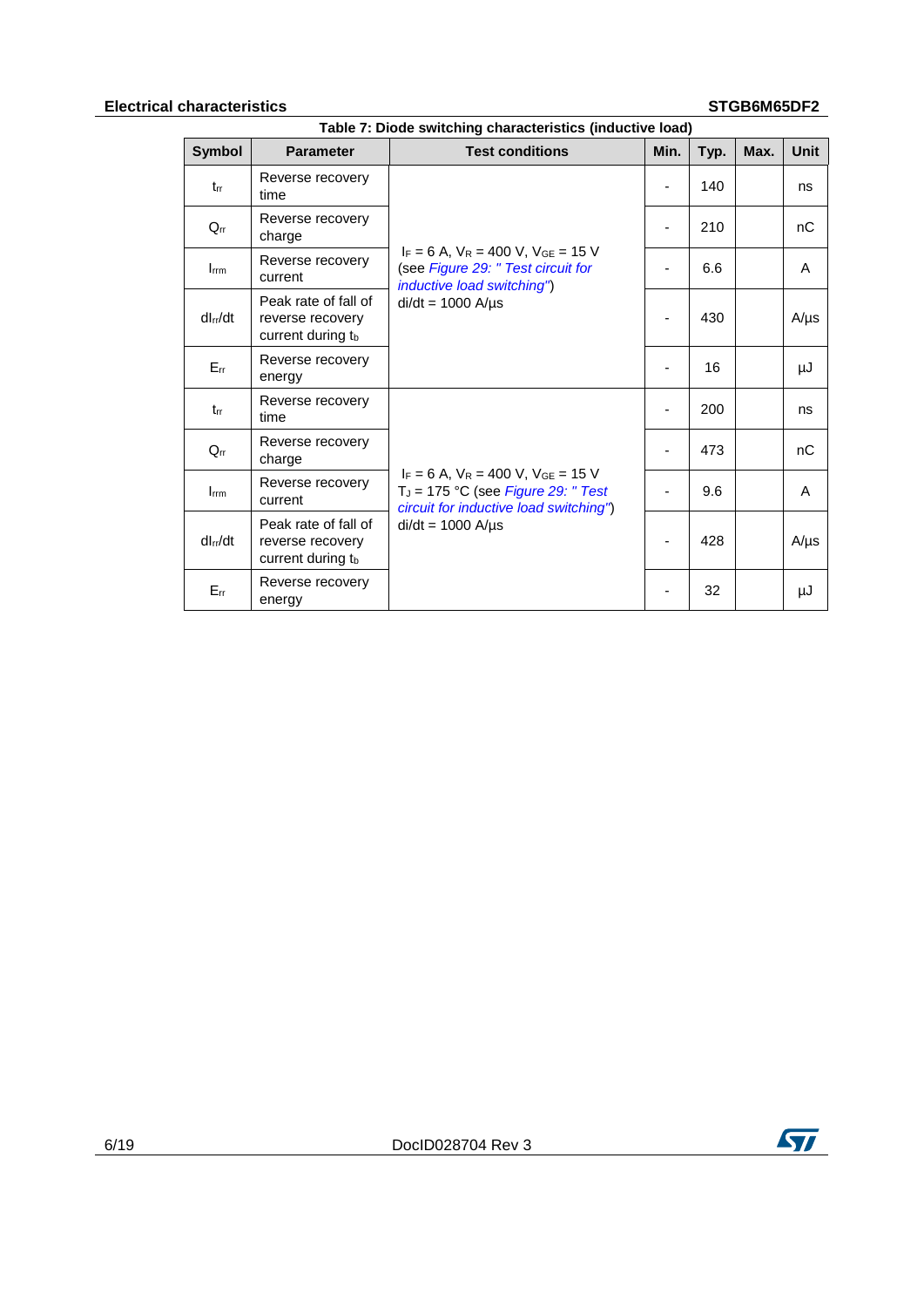Table 7: Diode switching characteristics (inductive load)

| Symbol | Parameter | Test conditions | Min. | Typ. | Max. | Unit |
|---|---|---|---|---|---|---|
| $t_{rr}$ | Reverse recovery time | $I_F$ = 6 A, $V_R$ = 400 V, $V_{GE}$ = 15 V (see *Figure 29: " Test circuit for inductive load switching"*) di/dt = 1000 A/µs | - | 140 | | ns |
| $Q_{rr}$ | Reverse recovery charge | | - | 210 | | nC |
| $I_{rrm}$ | Reverse recovery current | | - | 6.6 | | A |
| $dI_{rr}/dt$ | Peak rate of fall of reverse recovery current during $t_b$ | | - | 430 | | A/µs |
| $E_{rr}$ | Reverse recovery energy | | - | 16 | | µJ |
| $t_{rr}$ | Reverse recovery time | $I_F$ = 6 A, $V_R$ = 400 V, $V_{GE}$ = 15 V $T_J$ = 175 °C (see *Figure 29: " Test circuit for inductive load switching"*) di/dt = 1000 A/µs | - | 200 | | ns |
| $Q_{rr}$ | Reverse recovery charge | | - | 473 | | nC |
| $I_{rrm}$ | Reverse recovery current | | - | 9.6 | | A |
| $dI_{rr}/dt$ | Peak rate of fall of reverse recovery current during $t_b$ | | - | 428 | | A/µs |
| $E_{rr}$ | Reverse recovery energy | | - | 32 | | µJ |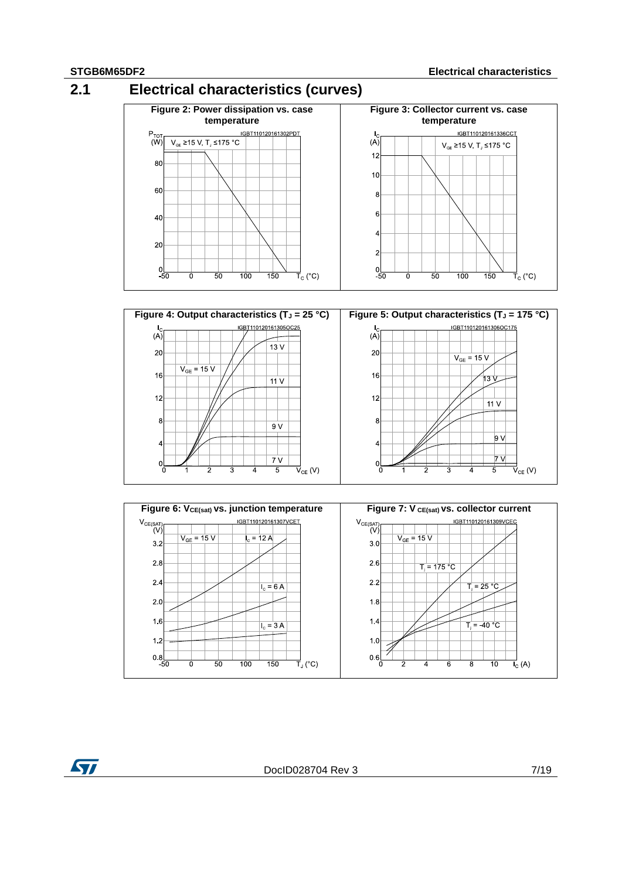## 2.1 Electrical characteristics (curves)

Figure 2: Power dissipation vs. case temperature

Figure 3: Collector current vs. case temperature

Figure 4: Output characteristics ($T_J$ = 25 °C)

Figure 5: Output characteristics ($T_J$ = 175 °C)

Figure 6: $V_{CE(sat)}$ vs. junction temperature

Figure 7: $V_{CE(sat)}$ vs. collector current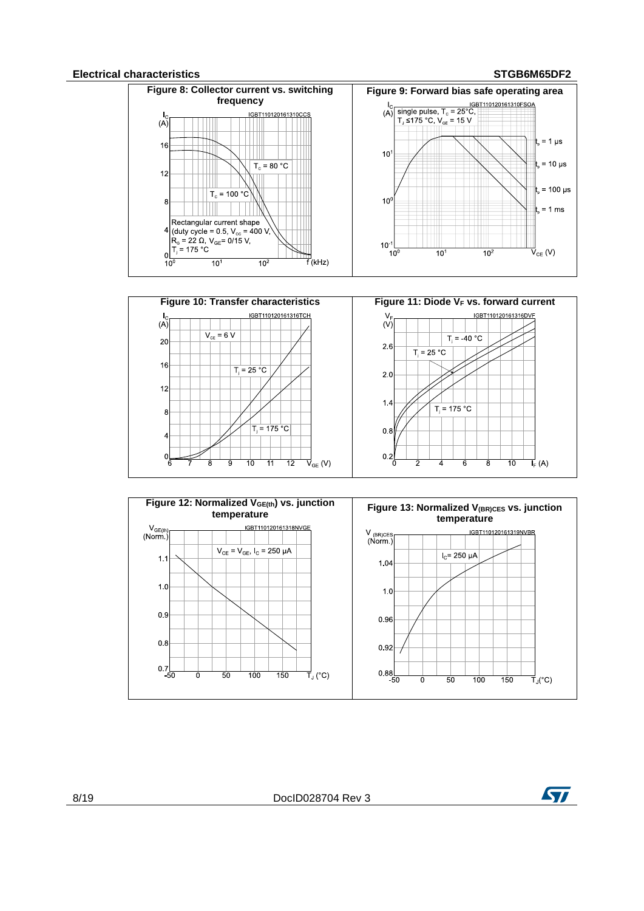Figure 8: Collector current vs. switching frequency

Figure 9: Forward bias safe operating area

Figure 10: Transfer characteristics

Figure 11: Diode $V_F$ vs. forward current

Figure 12: Normalized $V_{GE(th)}$ vs. junction temperature

Figure 13: Normalized $V_{(BR)CES}$ vs. junction temperature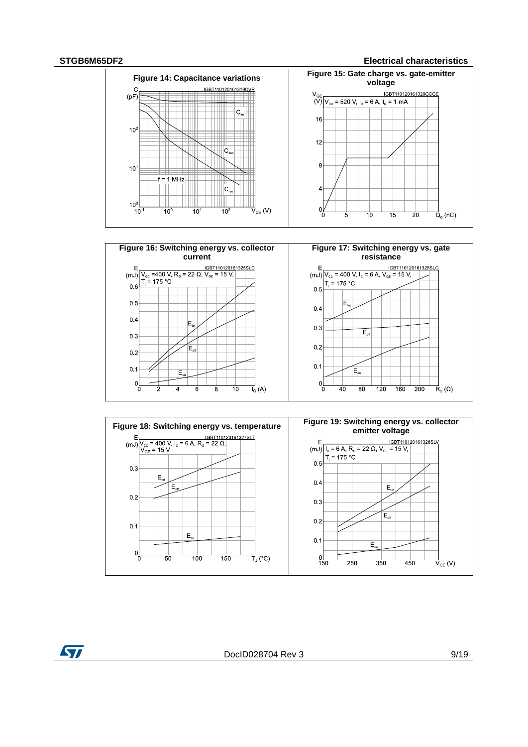Figure 14: Capacitance variations

Figure 15: Gate charge vs. gate-emitter voltage

Figure 16: Switching energy vs. collector current

Figure 17: Switching energy vs. gate resistance

Figure 18: Switching energy vs. temperature

Figure 19: Switching energy vs. collector emitter voltage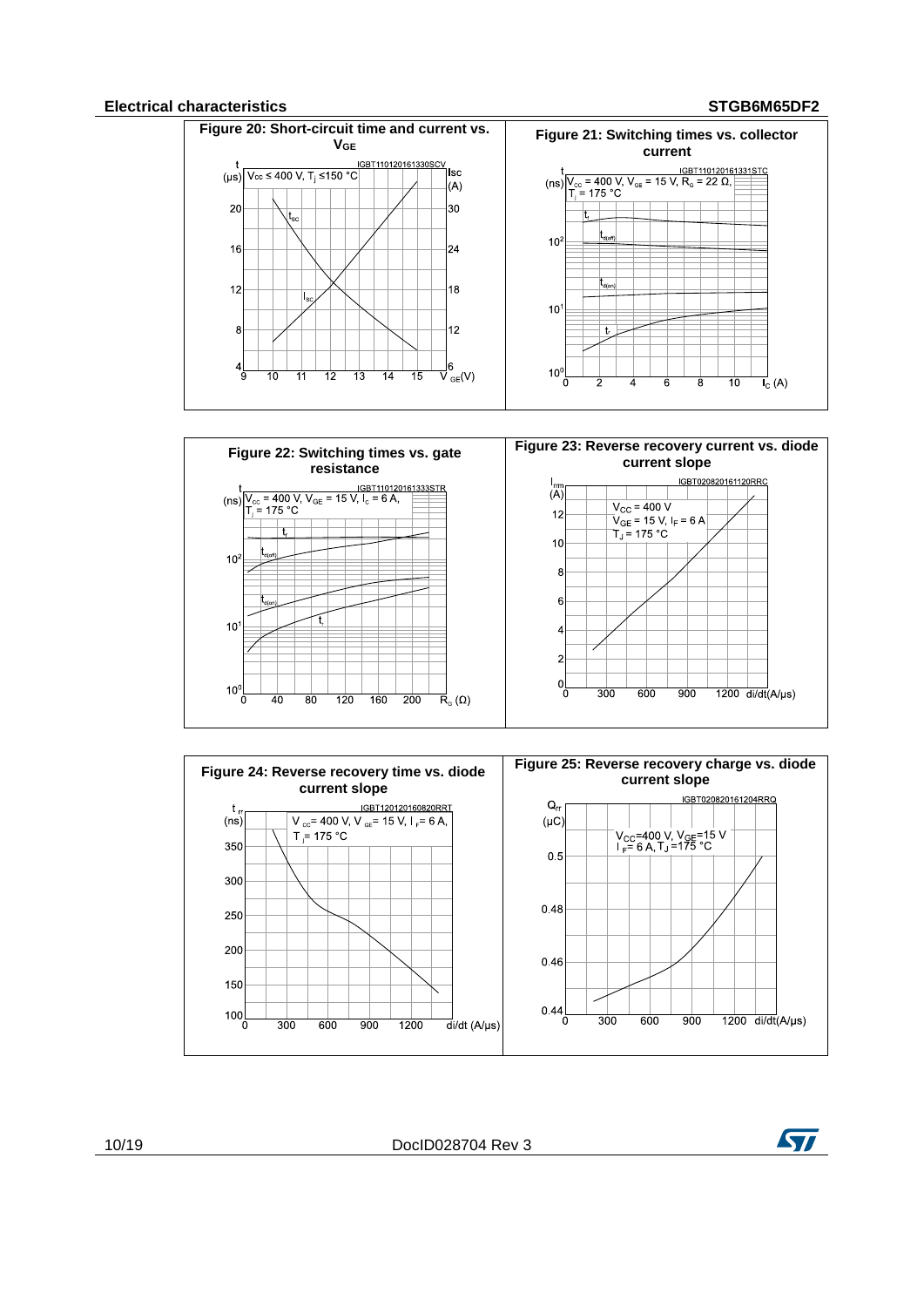**Figure 20: Short-circuit time and current vs. $V_{GE}$**

**Figure 21: Switching times vs. collector current**

**Figure 22: Switching times vs. gate resistance**

**Figure 23: Reverse recovery current vs. diode current slope**

**Figure 24: Reverse recovery time vs. diode current slope**

**Figure 25: Reverse recovery charge vs. diode current slope**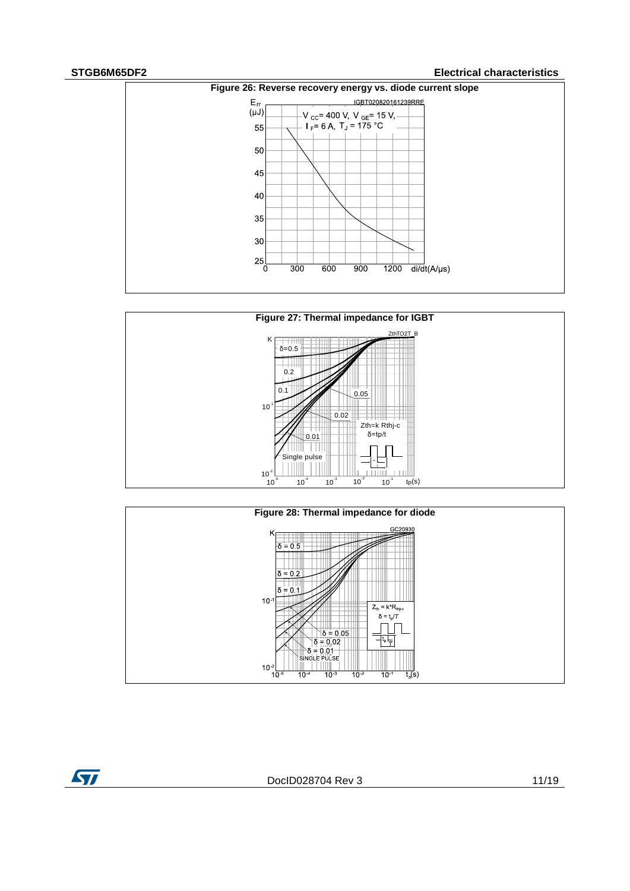Figure 26: Reverse recovery energy vs. diode current slope

Figure 27: Thermal impedance for IGBT

Figure 28: Thermal impedance for diode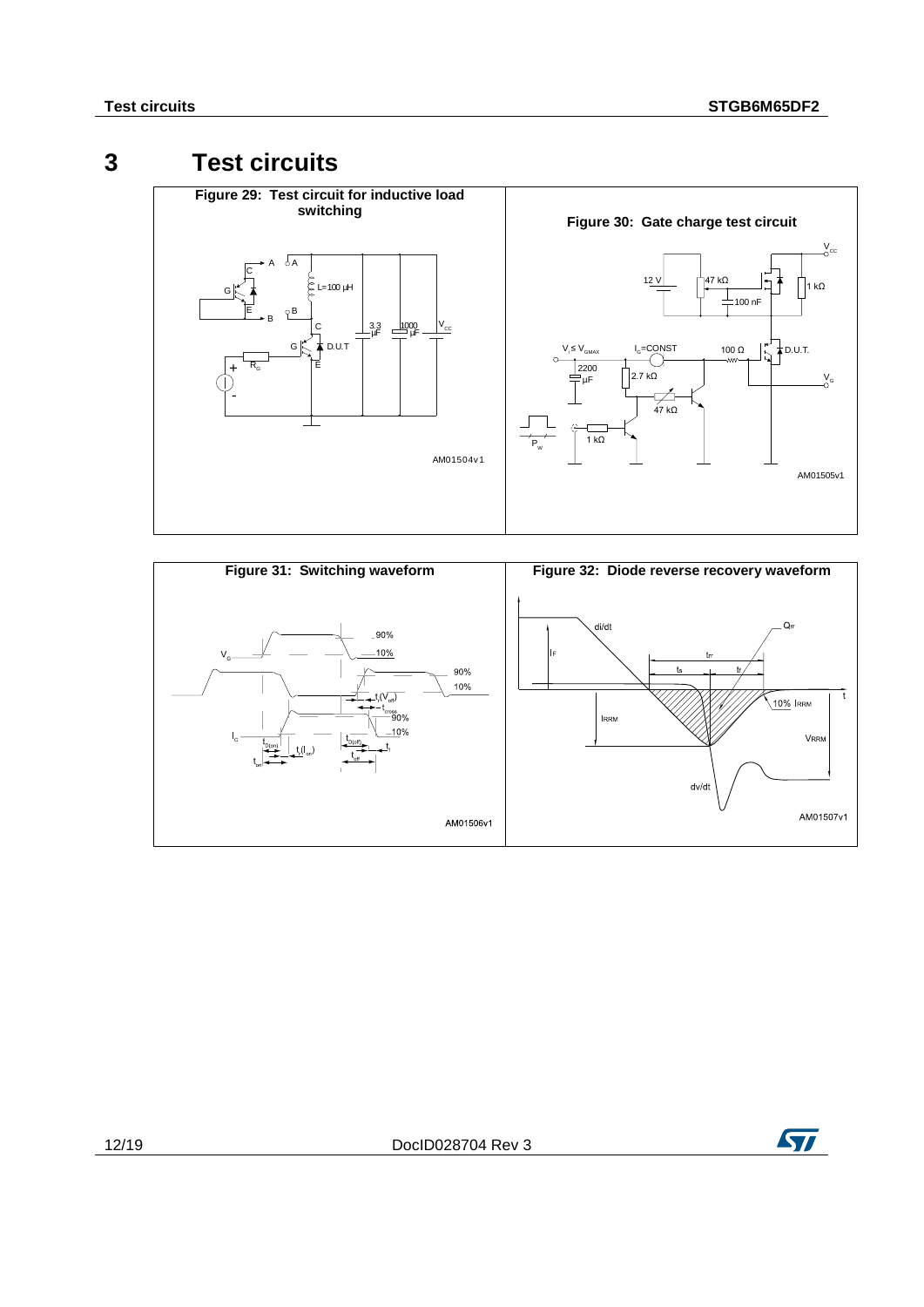# 3 Test circuits

**Figure 29: Test circuit for inductive load switching**

**Figure 30: Gate charge test circuit**

**Figure 31: Switching waveform**

**Figure 32: Diode reverse recovery waveform**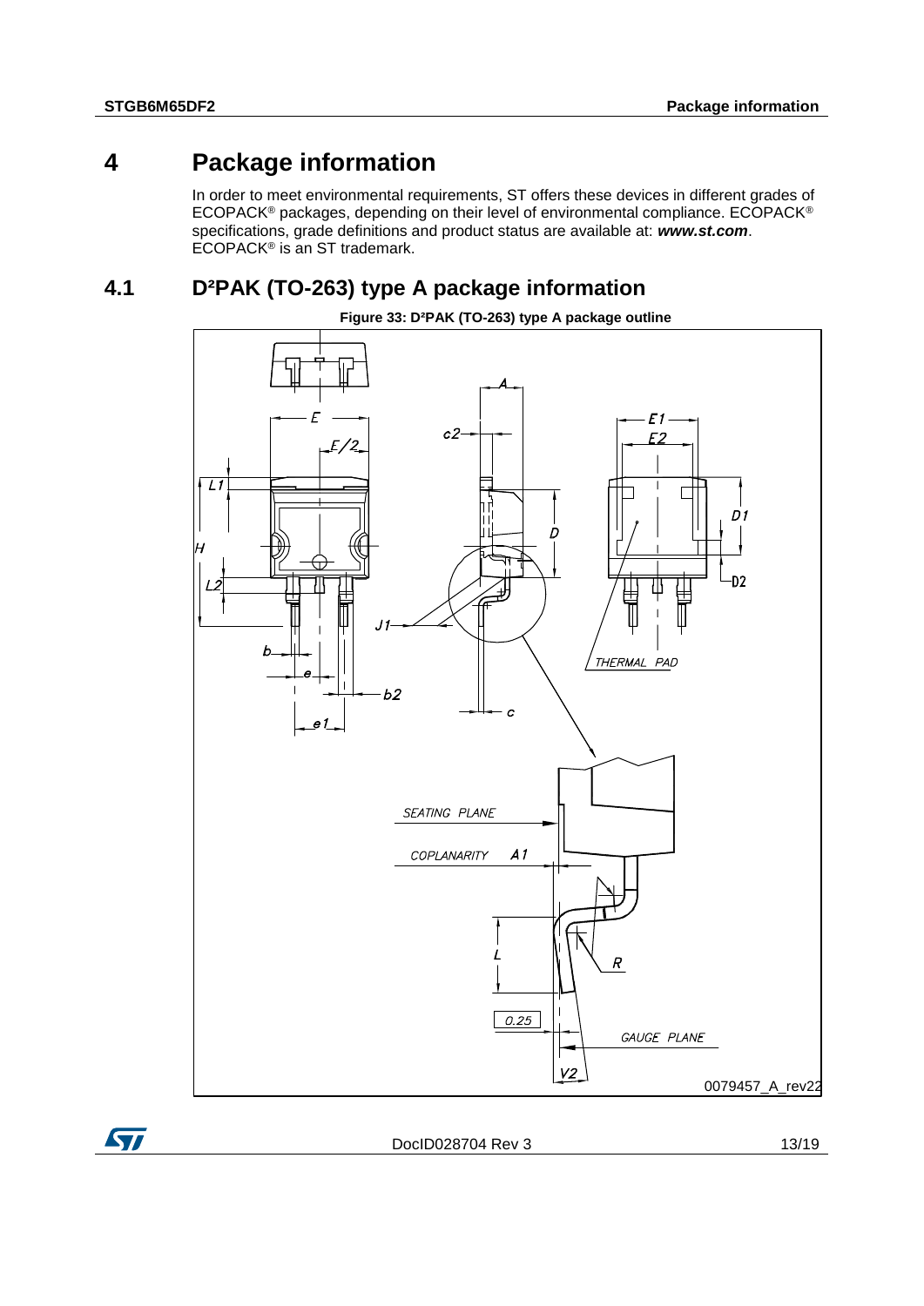# 4 Package information

In order to meet environmental requirements, ST offers these devices in different grades of ECOPACK® packages, depending on their level of environmental compliance. ECOPACK® specifications, grade definitions and product status are available at: ***www.st.com***. ECOPACK® is an ST trademark.

## 4.1 D²PAK (TO-263) type A package information

**Figure 33: D²PAK (TO-263) type A package outline**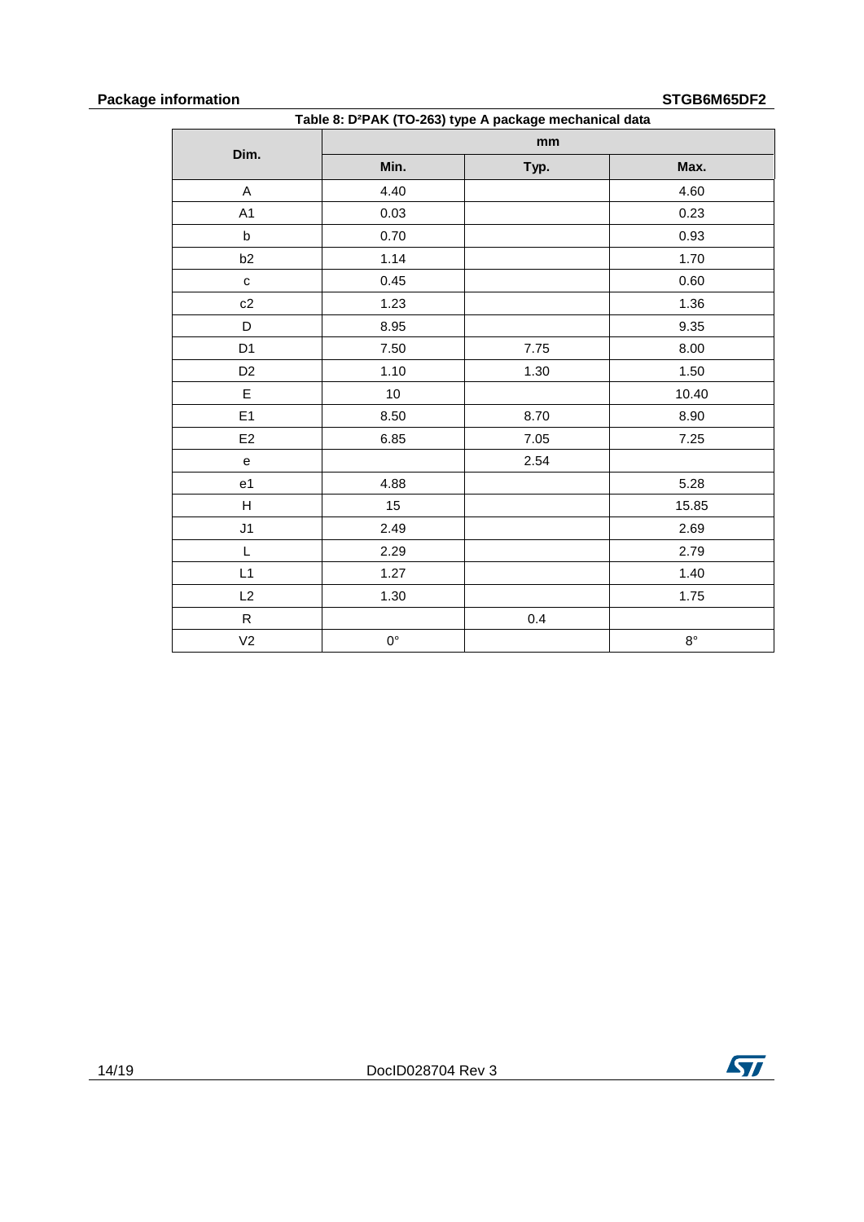Table 8: D²PAK (TO-263) type A package mechanical data

| Dim. | mm | | |
|---|---|---|---|
| | Min. | Typ. | Max. |
| A | 4.40 | | 4.60 |
| A1 | 0.03 | | 0.23 |
| b | 0.70 | | 0.93 |
| b2 | 1.14 | | 1.70 |
| c | 0.45 | | 0.60 |
| c2 | 1.23 | | 1.36 |
| D | 8.95 | | 9.35 |
| D1 | 7.50 | 7.75 | 8.00 |
| D2 | 1.10 | 1.30 | 1.50 |
| E | 10 | | 10.40 |
| E1 | 8.50 | 8.70 | 8.90 |
| E2 | 6.85 | 7.05 | 7.25 |
| e | | 2.54 | |
| e1 | 4.88 | | 5.28 |
| H | 15 | | 15.85 |
| J1 | 2.49 | | 2.69 |
| L | 2.29 | | 2.79 |
| L1 | 1.27 | | 1.40 |
| L2 | 1.30 | | 1.75 |
| R | | 0.4 | |
| V2 | 0° | | 8° |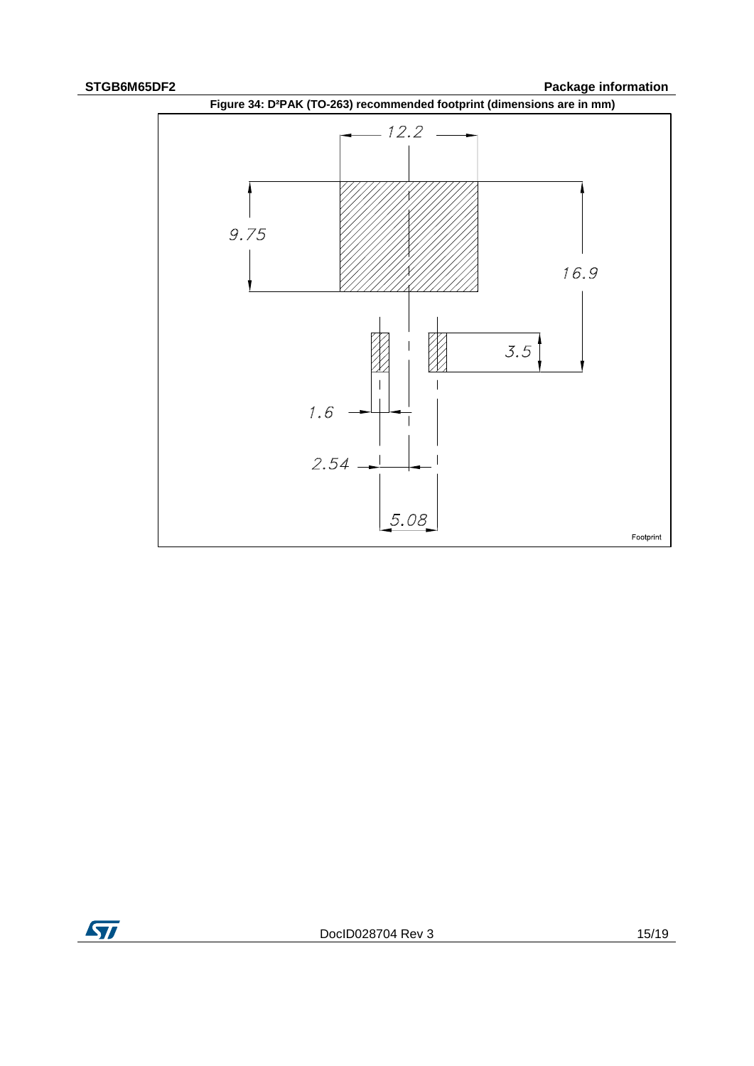Figure 34: D²PAK (TO-263) recommended footprint (dimensions are in mm)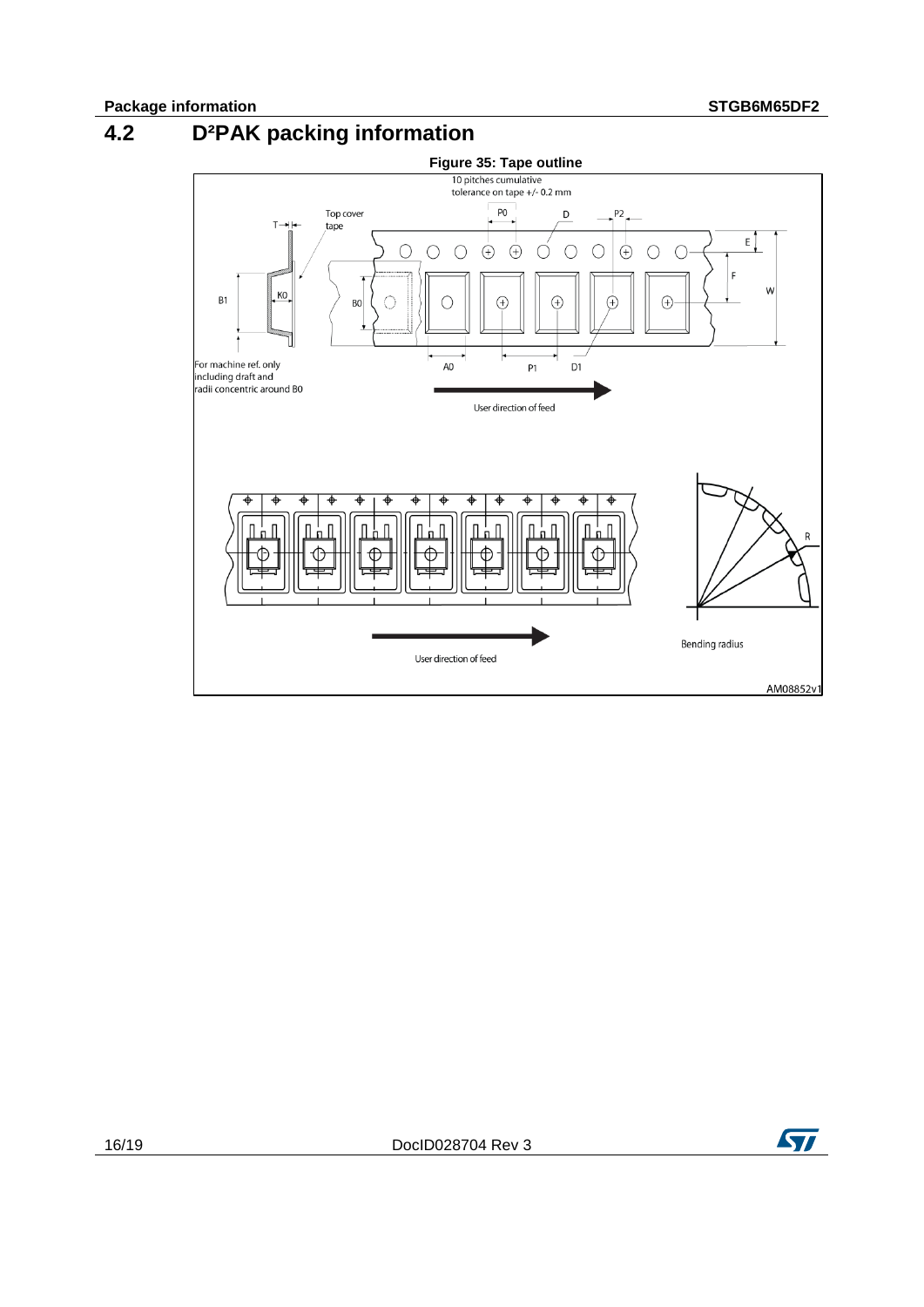## 4.2 D²PAK packing information

**Figure 35: Tape outline**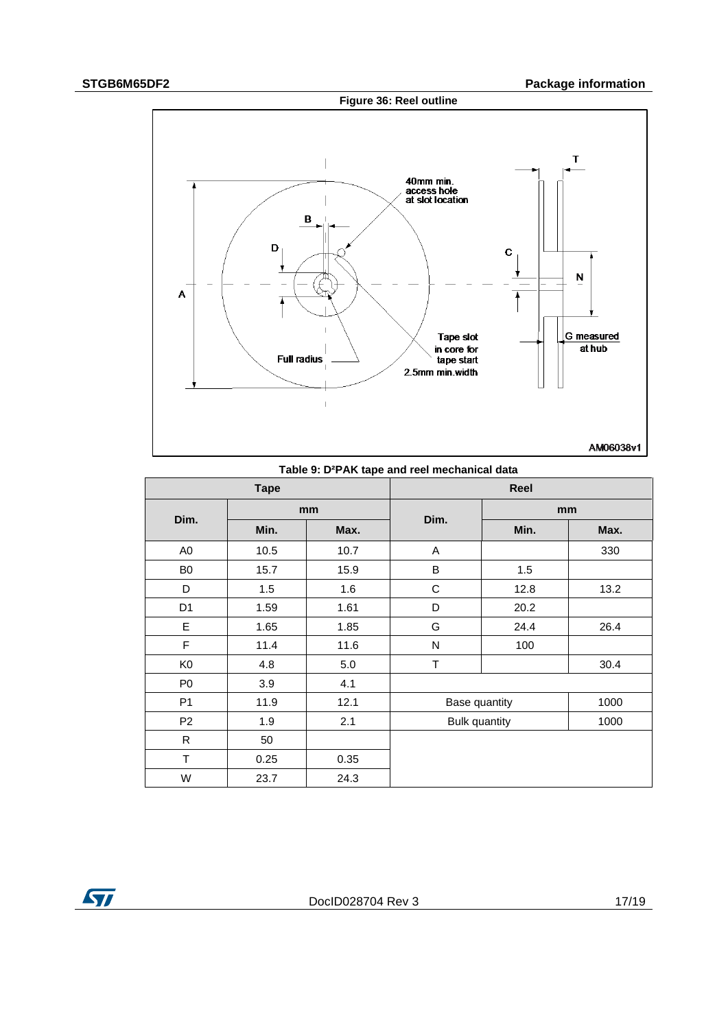Figure 36: Reel outline

Table 9: D²PAK tape and reel mechanical data

| Tape | | | Reel | | |
|---|---|---|---|---|---|
| Dim. | mm | | Dim. | mm | |
| | Min. | Max. | | Min. | Max. |
| A0 | 10.5 | 10.7 | A | | 330 |
| B0 | 15.7 | 15.9 | B | 1.5 | |
| D | 1.5 | 1.6 | C | 12.8 | 13.2 |
| D1 | 1.59 | 1.61 | D | 20.2 | |
| E | 1.65 | 1.85 | G | 24.4 | 26.4 |
| F | 11.4 | 11.6 | N | 100 | |
| K0 | 4.8 | 5.0 | T | | 30.4 |
| P0 | 3.9 | 4.1 | | | |
| P1 | 11.9 | 12.1 | Base quantity | | 1000 |
| P2 | 1.9 | 2.1 | Bulk quantity | | 1000 |
| R | 50 | | | | |
| T | 0.25 | 0.35 | | | |
| W | 23.7 | 24.3 | | | |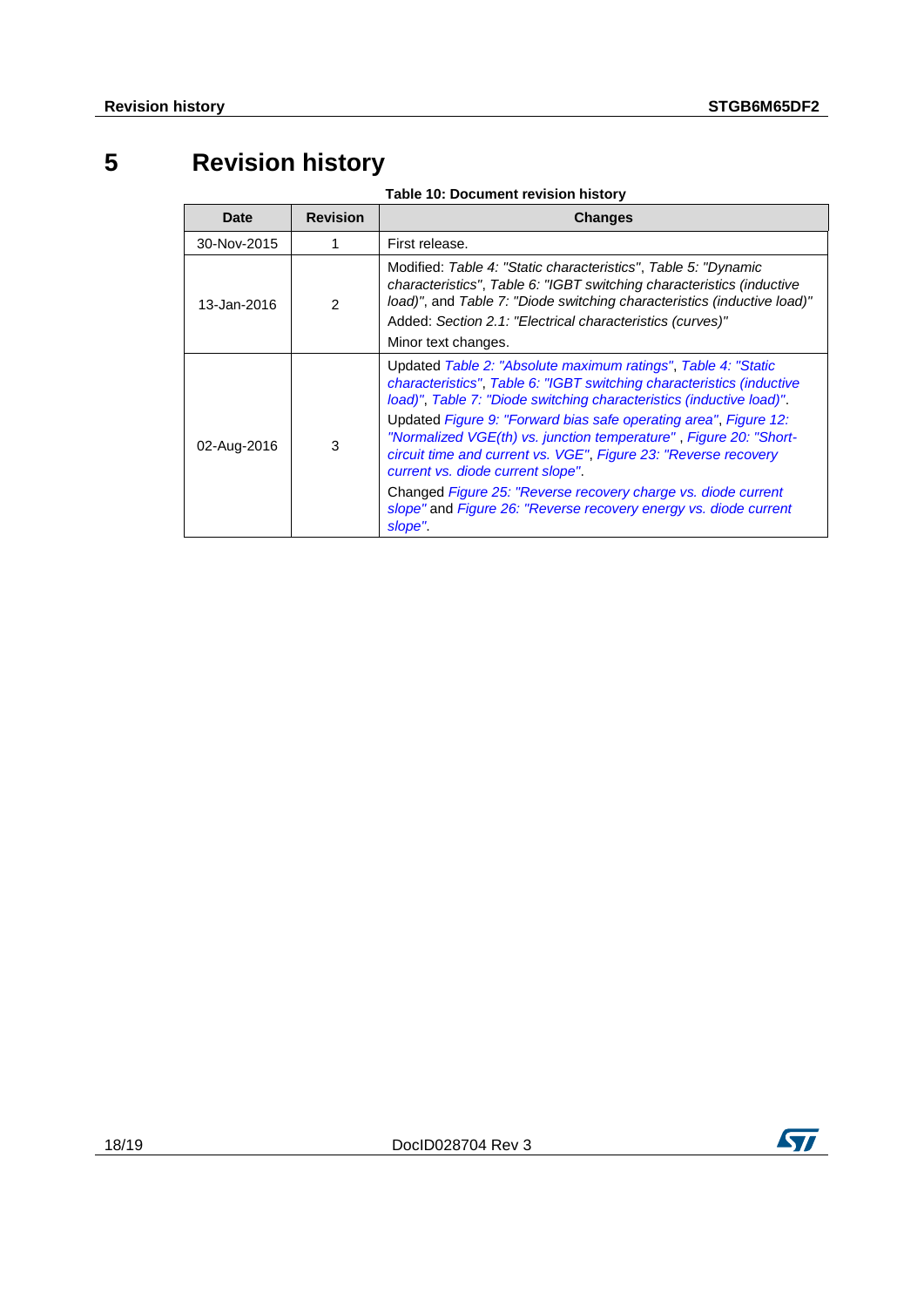# 5 Revision history

**Table 10: Document revision history**

| Date | Revision | Changes |
|---|---|---|
| 30-Nov-2015 | 1 | First release. |
| 13-Jan-2016 | 2 | Modified: *Table 4: "Static characteristics"*, *Table 5: "Dynamic characteristics"*, *Table 6: "IGBT switching characteristics (inductive load)"*, and *Table 7: "Diode switching characteristics (inductive load)"*<br>Added: *Section 2.1: "Electrical characteristics (curves)"*<br>Minor text changes. |
| 02-Aug-2016 | 3 | Updated *Table 2: "Absolute maximum ratings"*, *Table 4: "Static characteristics"*, *Table 6: "IGBT switching characteristics (inductive load)"*, *Table 7: "Diode switching characteristics (inductive load)"*.<br>Updated *Figure 9: "Forward bias safe operating area"*, *Figure 12: "Normalized VGE(th) vs. junction temperature"* , *Figure 20: "Short-circuit time and current vs. VGE"*, *Figure 23: "Reverse recovery current vs. diode current slope"*.<br>Changed *Figure 25: "Reverse recovery charge vs. diode current slope"* and *Figure 26: "Reverse recovery energy vs. diode current slope"*. |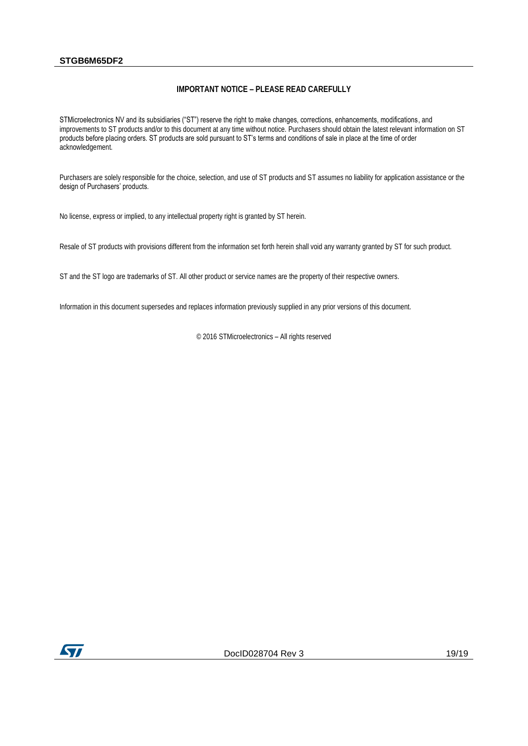**IMPORTANT NOTICE – PLEASE READ CAREFULLY**

STMicroelectronics NV and its subsidiaries ("ST") reserve the right to make changes, corrections, enhancements, modifications, and improvements to ST products and/or to this document at any time without notice. Purchasers should obtain the latest relevant information on ST products before placing orders. ST products are sold pursuant to ST's terms and conditions of sale in place at the time of order acknowledgement.

Purchasers are solely responsible for the choice, selection, and use of ST products and ST assumes no liability for application assistance or the design of Purchasers' products.

No license, express or implied, to any intellectual property right is granted by ST herein.

Resale of ST products with provisions different from the information set forth herein shall void any warranty granted by ST for such product.

ST and the ST logo are trademarks of ST. All other product or service names are the property of their respective owners.

Information in this document supersedes and replaces information previously supplied in any prior versions of this document.

© 2016 STMicroelectronics – All rights reserved